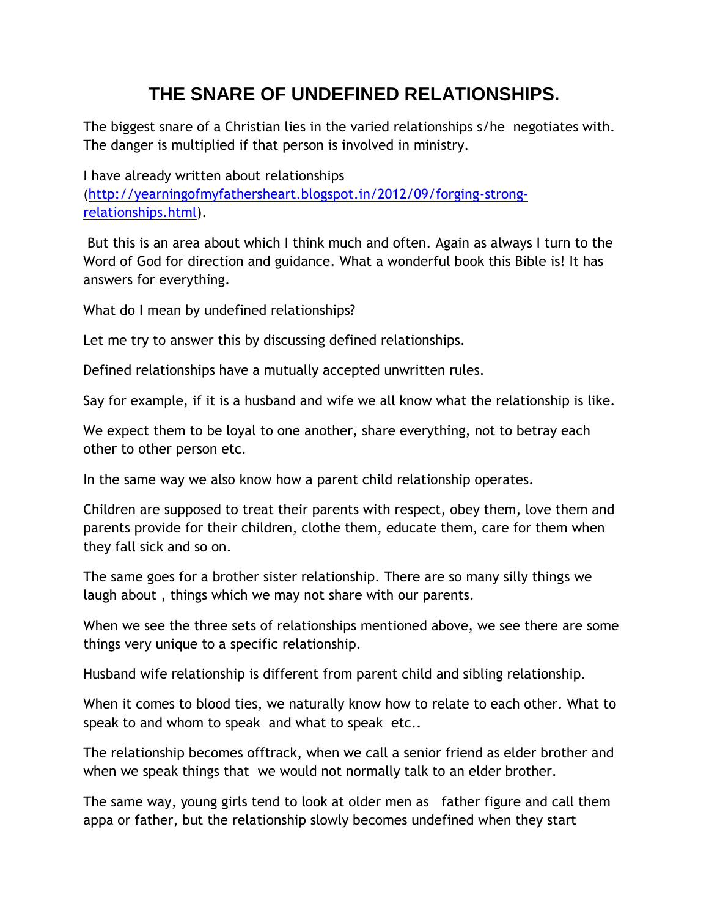# THE SNARE OF UNDEFINED RELATIONSHIPS.

The biggest snare of a Christian lies in the varied relationships s/he negotiates with. The danger is multiplied if that person is involved in ministry.

I have already written about relationships (http://yearningofmyfathersheart.blogspot.in/2012/09/forging-strong-relationships.html).

But this is an area about which I think much and often. Again as always I turn to the Word of God for direction and guidance. What a wonderful book this Bible is! It has answers for everything.

What do I mean by undefined relationships?

Let me try to answer this by discussing defined relationships.

Defined relationships have a mutually accepted unwritten rules.

Say for example, if it is a husband and wife we all know what the relationship is like.

We expect them to be loyal to one another, share everything, not to betray each other to other person etc.

In the same way we also know how a parent child relationship operates.

Children are supposed to treat their parents with respect, obey them, love them and parents provide for their children, clothe them, educate them, care for them when they fall sick and so on.

The same goes for a brother sister relationship. There are so many silly things we laugh about , things which we may not share with our parents.

When we see the three sets of relationships mentioned above, we see there are some things very unique to a specific relationship.

Husband wife relationship is different from parent child and sibling relationship.

When it comes to blood ties, we naturally know how to relate to each other. What to speak to and whom to speak and what to speak etc..

The relationship becomes offtrack, when we call a senior friend as elder brother and when we speak things that we would not normally talk to an elder brother.

The same way, young girls tend to look at older men as father figure and call them appa or father, but the relationship slowly becomes undefined when they start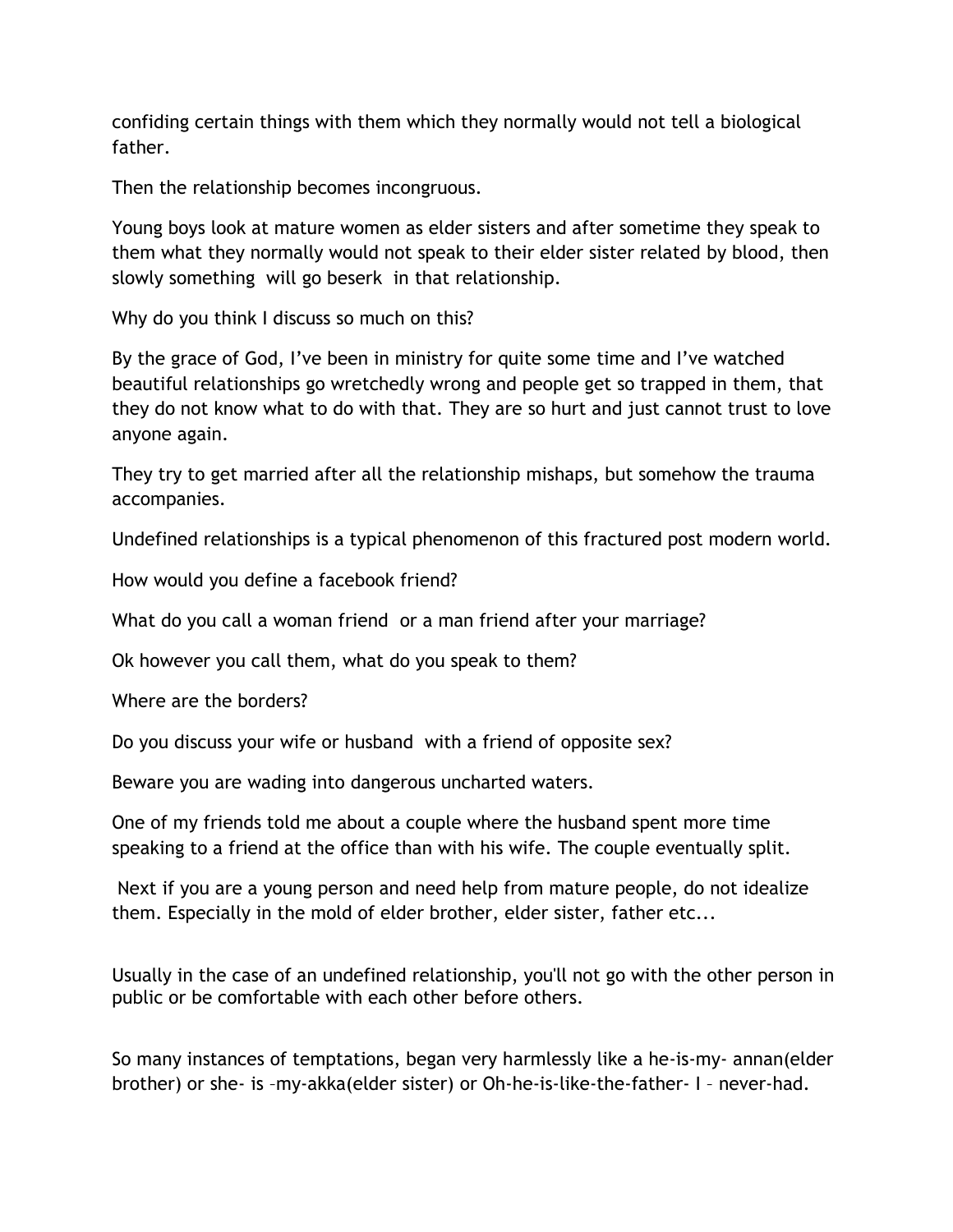confiding certain things with them which they normally would not tell a biological father.

Then the relationship becomes incongruous.

Young boys look at mature women as elder sisters and after sometime they speak to them what they normally would not speak to their elder sister related by blood, then slowly something will go beserk in that relationship.

Why do you think I discuss so much on this?

By the grace of God, I've been in ministry for quite some time and I've watched beautiful relationships go wretchedly wrong and people get so trapped in them, that they do not know what to do with that. They are so hurt and just cannot trust to love anyone again.

They try to get married after all the relationship mishaps, but somehow the trauma accompanies.

Undefined relationships is a typical phenomenon of this fractured post modern world.

How would you define a facebook friend?

What do you call a woman friend or a man friend after your marriage?

Ok however you call them, what do you speak to them?

Where are the borders?

Do you discuss your wife or husband with a friend of opposite sex?

Beware you are wading into dangerous uncharted waters.

One of my friends told me about a couple where the husband spent more time speaking to a friend at the office than with his wife. The couple eventually split.

Next if you are a young person and need help from mature people, do not idealize them. Especially in the mold of elder brother, elder sister, father etc...

Usually in the case of an undefined relationship, you'll not go with the other person in public or be comfortable with each other before others.

So many instances of temptations, began very harmlessly like a he-is-my- annan(elder brother) or she- is –my-akka(elder sister) or Oh-he-is-like-the-father- I – never-had.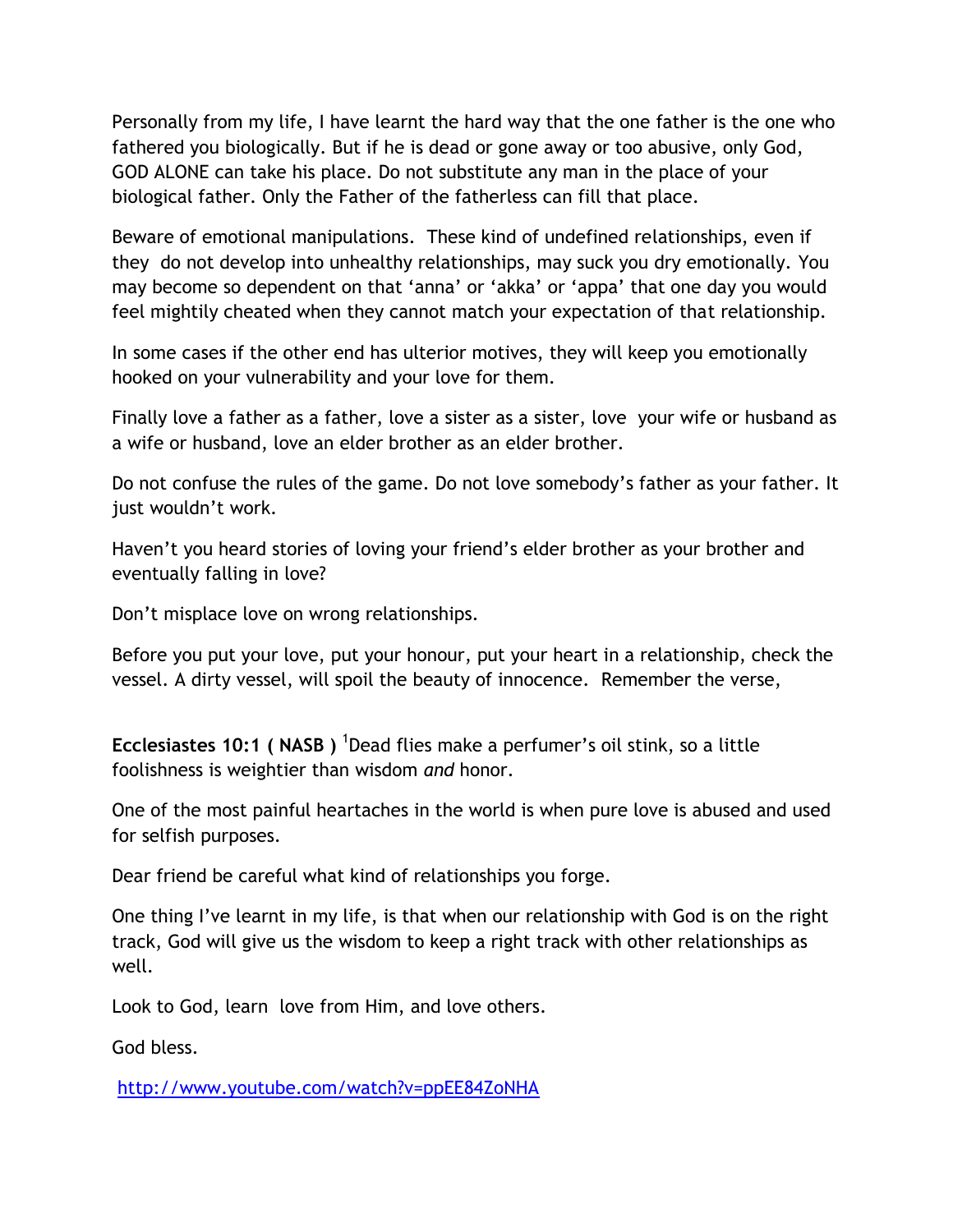Personally from my life, I have learnt the hard way that the one father is the one who fathered you biologically. But if he is dead or gone away or too abusive, only God, GOD ALONE can take his place. Do not substitute any man in the place of your biological father. Only the Father of the fatherless can fill that place.

Beware of emotional manipulations. These kind of undefined relationships, even if they do not develop into unhealthy relationships, may suck you dry emotionally. You may become so dependent on that 'anna' or 'akka' or 'appa' that one day you would feel mightily cheated when they cannot match your expectation of that relationship.

In some cases if the other end has ulterior motives, they will keep you emotionally hooked on your vulnerability and your love for them.

Finally love a father as a father, love a sister as a sister, love your wife or husband as a wife or husband, love an elder brother as an elder brother.

Do not confuse the rules of the game. Do not love somebody's father as your father. It just wouldn't work.

Haven't you heard stories of loving your friend's elder brother as your brother and eventually falling in love?

Don't misplace love on wrong relationships.

Before you put your love, put your honour, put your heart in a relationship, check the vessel. A dirty vessel, will spoil the beauty of innocence. Remember the verse,

**Ecclesiastes 10:1 ( NASB )** [1]Dead flies make a perfumer's oil stink, so a little foolishness is weightier than wisdom *and* honor.

One of the most painful heartaches in the world is when pure love is abused and used for selfish purposes.

Dear friend be careful what kind of relationships you forge.

One thing I've learnt in my life, is that when our relationship with God is on the right track, God will give us the wisdom to keep a right track with other relationships as well.

Look to God, learn love from Him, and love others.

God bless.

http://www.youtube.com/watch?v=ppEE84ZoNHA